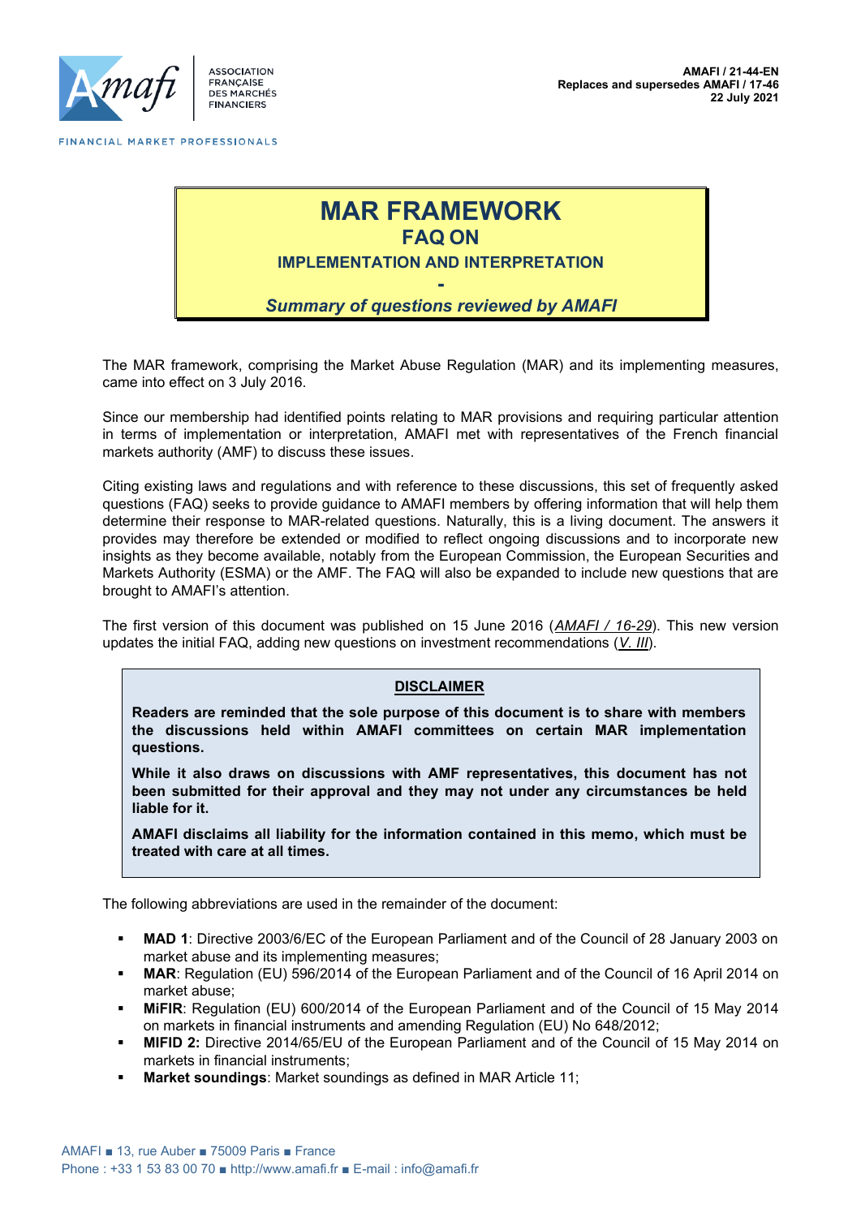AMAFI / 21-44-EN
Replaces and supersedes AMAFI / 17-46
22 July 2021

# MAR FRAMEWORK

## FAQ ON

### IMPLEMENTATION AND INTERPRETATION

-

*Summary of questions reviewed by AMAFI*

The MAR framework, comprising the Market Abuse Regulation (MAR) and its implementing measures, came into effect on 3 July 2016.

Since our membership had identified points relating to MAR provisions and requiring particular attention in terms of implementation or interpretation, AMAFI met with representatives of the French financial markets authority (AMF) to discuss these issues.

Citing existing laws and regulations and with reference to these discussions, this set of frequently asked questions (FAQ) seeks to provide guidance to AMAFI members by offering information that will help them determine their response to MAR-related questions. Naturally, this is a living document. The answers it provides may therefore be extended or modified to reflect ongoing discussions and to incorporate new insights as they become available, notably from the European Commission, the European Securities and Markets Authority (ESMA) or the AMF. The FAQ will also be expanded to include new questions that are brought to AMAFI's attention.

The first version of this document was published on 15 June 2016 (*AMAFI / 16-29*). This new version updates the initial FAQ, adding new questions on investment recommendations (*V. III*).

**DISCLAIMER**

**Readers are reminded that the sole purpose of this document is to share with members the discussions held within AMAFI committees on certain MAR implementation questions.**

**While it also draws on discussions with AMF representatives, this document has not been submitted for their approval and they may not under any circumstances be held liable for it.**

**AMAFI disclaims all liability for the information contained in this memo, which must be treated with care at all times.**

The following abbreviations are used in the remainder of the document:

- **MAD 1**: Directive 2003/6/EC of the European Parliament and of the Council of 28 January 2003 on market abuse and its implementing measures;
- **MAR**: Regulation (EU) 596/2014 of the European Parliament and of the Council of 16 April 2014 on market abuse;
- **MiFIR**: Regulation (EU) 600/2014 of the European Parliament and of the Council of 15 May 2014 on markets in financial instruments and amending Regulation (EU) No 648/2012;
- **MIFID 2:** Directive 2014/65/EU of the European Parliament and of the Council of 15 May 2014 on markets in financial instruments;
- **Market soundings**: Market soundings as defined in MAR Article 11;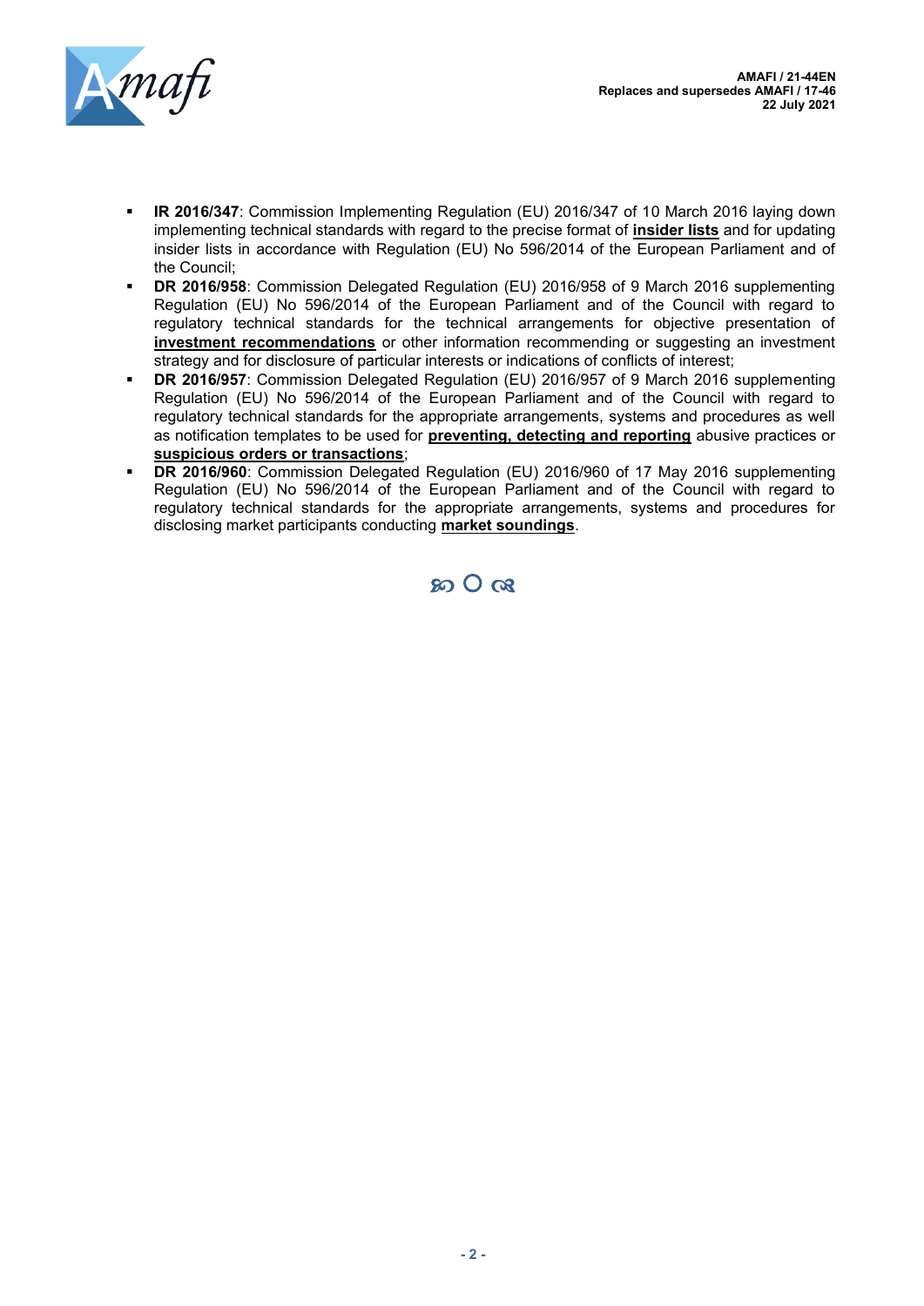- **IR 2016/347**: Commission Implementing Regulation (EU) 2016/347 of 10 March 2016 laying down implementing technical standards with regard to the precise format of **insider lists** and for updating insider lists in accordance with Regulation (EU) No 596/2014 of the European Parliament and of the Council;
- **DR 2016/958**: Commission Delegated Regulation (EU) 2016/958 of 9 March 2016 supplementing Regulation (EU) No 596/2014 of the European Parliament and of the Council with regard to regulatory technical standards for the technical arrangements for objective presentation of **investment recommendations** or other information recommending or suggesting an investment strategy and for disclosure of particular interests or indications of conflicts of interest;
- **DR 2016/957**: Commission Delegated Regulation (EU) 2016/957 of 9 March 2016 supplementing Regulation (EU) No 596/2014 of the European Parliament and of the Council with regard to regulatory technical standards for the appropriate arrangements, systems and procedures as well as notification templates to be used for **preventing, detecting and reporting** abusive practices or **suspicious orders or transactions**;
- **DR 2016/960**: Commission Delegated Regulation (EU) 2016/960 of 17 May 2016 supplementing Regulation (EU) No 596/2014 of the European Parliament and of the Council with regard to regulatory technical standards for the appropriate arrangements, systems and procedures for disclosing market participants conducting **market soundings**.

ꕤ O ꕤ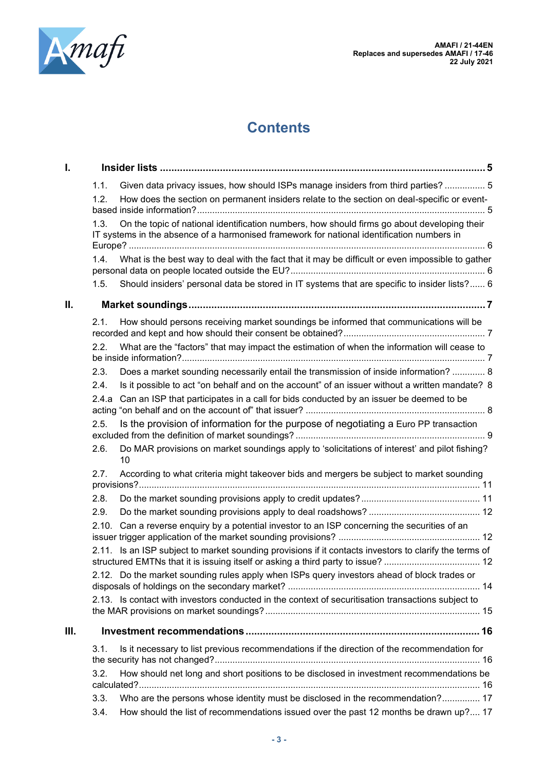AMAFI / 21-44EN
Replaces and supersedes AMAFI / 17-46
22 July 2021

# Contents

**I. Insider lists** ..... 5

1.1. Given data privacy issues, how should ISPs manage insiders from third parties? ..... 5

1.2. How does the section on permanent insiders relate to the section on deal-specific or event-based inside information? ..... 5

1.3. On the topic of national identification numbers, how should firms go about developing their IT systems in the absence of a harmonised framework for national identification numbers in Europe? ..... 6

1.4. What is the best way to deal with the fact that it may be difficult or even impossible to gather personal data on people located outside the EU? ..... 6

1.5. Should insiders' personal data be stored in IT systems that are specific to insider lists? ..... 6

**II. Market soundings** ..... 7

2.1. How should persons receiving market soundings be informed that communications will be recorded and kept and how should their consent be obtained? ..... 7

2.2. What are the "factors" that may impact the estimation of when the information will cease to be inside information? ..... 7

2.3. Does a market sounding necessarily entail the transmission of inside information? ..... 8

2.4. Is it possible to act "on behalf and on the account" of an issuer without a written mandate? 8

2.4.a Can an ISP that participates in a call for bids conducted by an issuer be deemed to be acting "on behalf and on the account of" that issuer? ..... 8

2.5. Is the provision of information for the purpose of negotiating a Euro PP transaction excluded from the definition of market soundings? ..... 9

2.6. Do MAR provisions on market soundings apply to 'solicitations of interest' and pilot fishing? 10

2.7. According to what criteria might takeover bids and mergers be subject to market sounding provisions? ..... 11

2.8. Do the market sounding provisions apply to credit updates? ..... 11

2.9. Do the market sounding provisions apply to deal roadshows? ..... 12

2.10. Can a reverse enquiry by a potential investor to an ISP concerning the securities of an issuer trigger application of the market sounding provisions? ..... 12

2.11. Is an ISP subject to market sounding provisions if it contacts investors to clarify the terms of structured EMTNs that it is issuing itself or asking a third party to issue? ..... 12

2.12. Do the market sounding rules apply when ISPs query investors ahead of block trades or disposals of holdings on the secondary market? ..... 14

2.13. Is contact with investors conducted in the context of securitisation transactions subject to the MAR provisions on market soundings? ..... 15

**III. Investment recommendations** ..... 16

3.1. Is it necessary to list previous recommendations if the direction of the recommendation for the security has not changed? ..... 16

3.2. How should net long and short positions to be disclosed in investment recommendations be calculated? ..... 16

3.3. Who are the persons whose identity must be disclosed in the recommendation? ..... 17

3.4. How should the list of recommendations issued over the past 12 months be drawn up? ..... 17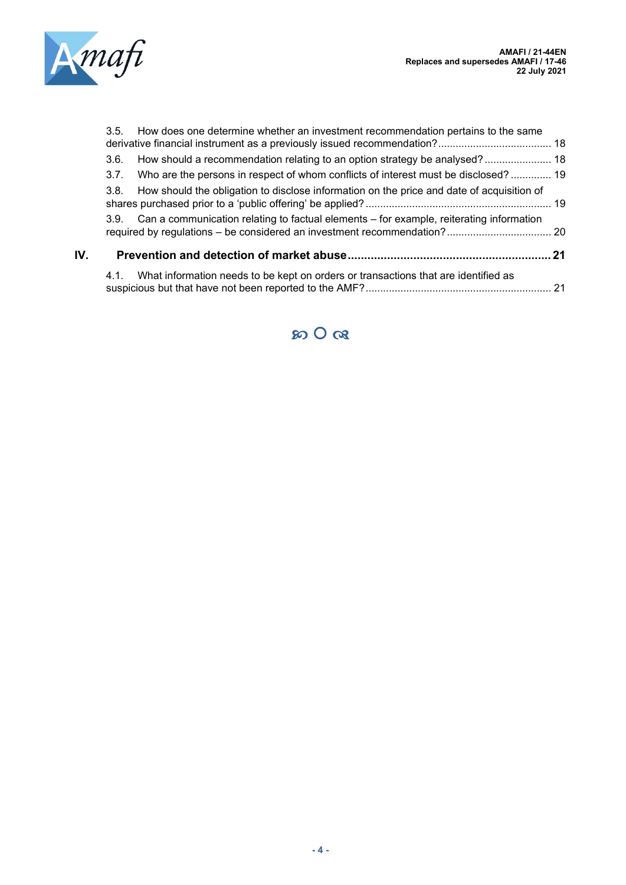3.5. How does one determine whether an investment recommendation pertains to the same derivative financial instrument as a previously issued recommendation? ....... 18

3.6. How should a recommendation relating to an option strategy be analysed? ....... 18

3.7. Who are the persons in respect of whom conflicts of interest must be disclosed? ....... 19

3.8. How should the obligation to disclose information on the price and date of acquisition of shares purchased prior to a 'public offering' be applied? ....... 19

3.9. Can a communication relating to factual elements – for example, reiterating information required by regulations – be considered an investment recommendation? ....... 20

**IV. Prevention and detection of market abuse ....... 21**

4.1. What information needs to be kept on orders or transactions that are identified as suspicious but that have not been reported to the AMF? ....... 21

ഌ O ര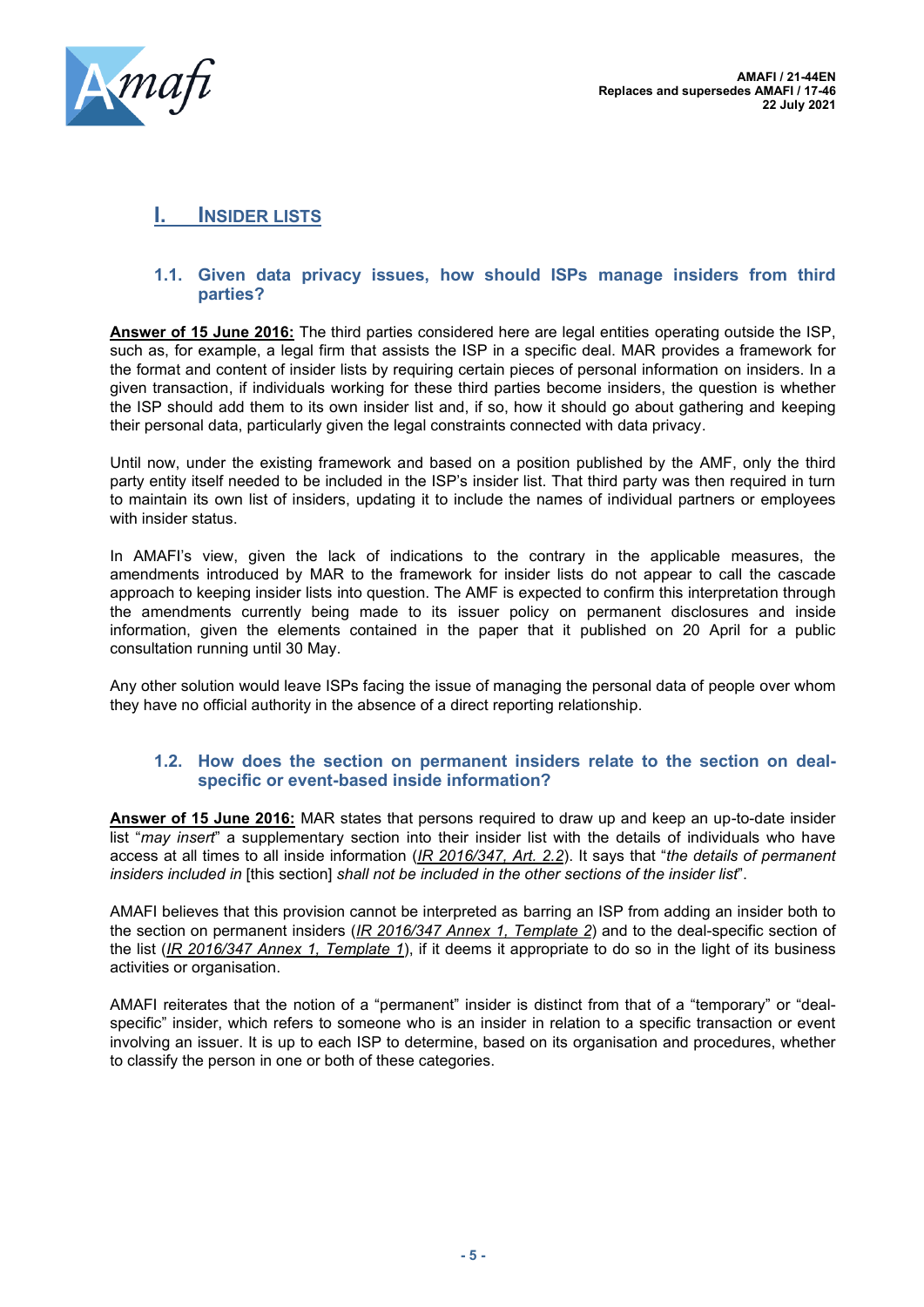AMAFI / 21-44EN
Replaces and supersedes AMAFI / 17-46
22 July 2021

# I. INSIDER LISTS

## 1.1. Given data privacy issues, how should ISPs manage insiders from third parties?

**Answer of 15 June 2016:** The third parties considered here are legal entities operating outside the ISP, such as, for example, a legal firm that assists the ISP in a specific deal. MAR provides a framework for the format and content of insider lists by requiring certain pieces of personal information on insiders. In a given transaction, if individuals working for these third parties become insiders, the question is whether the ISP should add them to its own insider list and, if so, how it should go about gathering and keeping their personal data, particularly given the legal constraints connected with data privacy.

Until now, under the existing framework and based on a position published by the AMF, only the third party entity itself needed to be included in the ISP's insider list. That third party was then required in turn to maintain its own list of insiders, updating it to include the names of individual partners or employees with insider status.

In AMAFI's view, given the lack of indications to the contrary in the applicable measures, the amendments introduced by MAR to the framework for insider lists do not appear to call the cascade approach to keeping insider lists into question. The AMF is expected to confirm this interpretation through the amendments currently being made to its issuer policy on permanent disclosures and inside information, given the elements contained in the paper that it published on 20 April for a public consultation running until 30 May.

Any other solution would leave ISPs facing the issue of managing the personal data of people over whom they have no official authority in the absence of a direct reporting relationship.

## 1.2. How does the section on permanent insiders relate to the section on deal-specific or event-based inside information?

**Answer of 15 June 2016:** MAR states that persons required to draw up and keep an up-to-date insider list "*may insert*" a supplementary section into their insider list with the details of individuals who have access at all times to all inside information (*IR 2016/347, Art. 2.2*). It says that "*the details of permanent insiders included in* [this section] *shall not be included in the other sections of the insider list*".

AMAFI believes that this provision cannot be interpreted as barring an ISP from adding an insider both to the section on permanent insiders (*IR 2016/347 Annex 1, Template 2*) and to the deal-specific section of the list (*IR 2016/347 Annex 1, Template 1*), if it deems it appropriate to do so in the light of its business activities or organisation.

AMAFI reiterates that the notion of a "permanent" insider is distinct from that of a "temporary" or "deal-specific" insider, which refers to someone who is an insider in relation to a specific transaction or event involving an issuer. It is up to each ISP to determine, based on its organisation and procedures, whether to classify the person in one or both of these categories.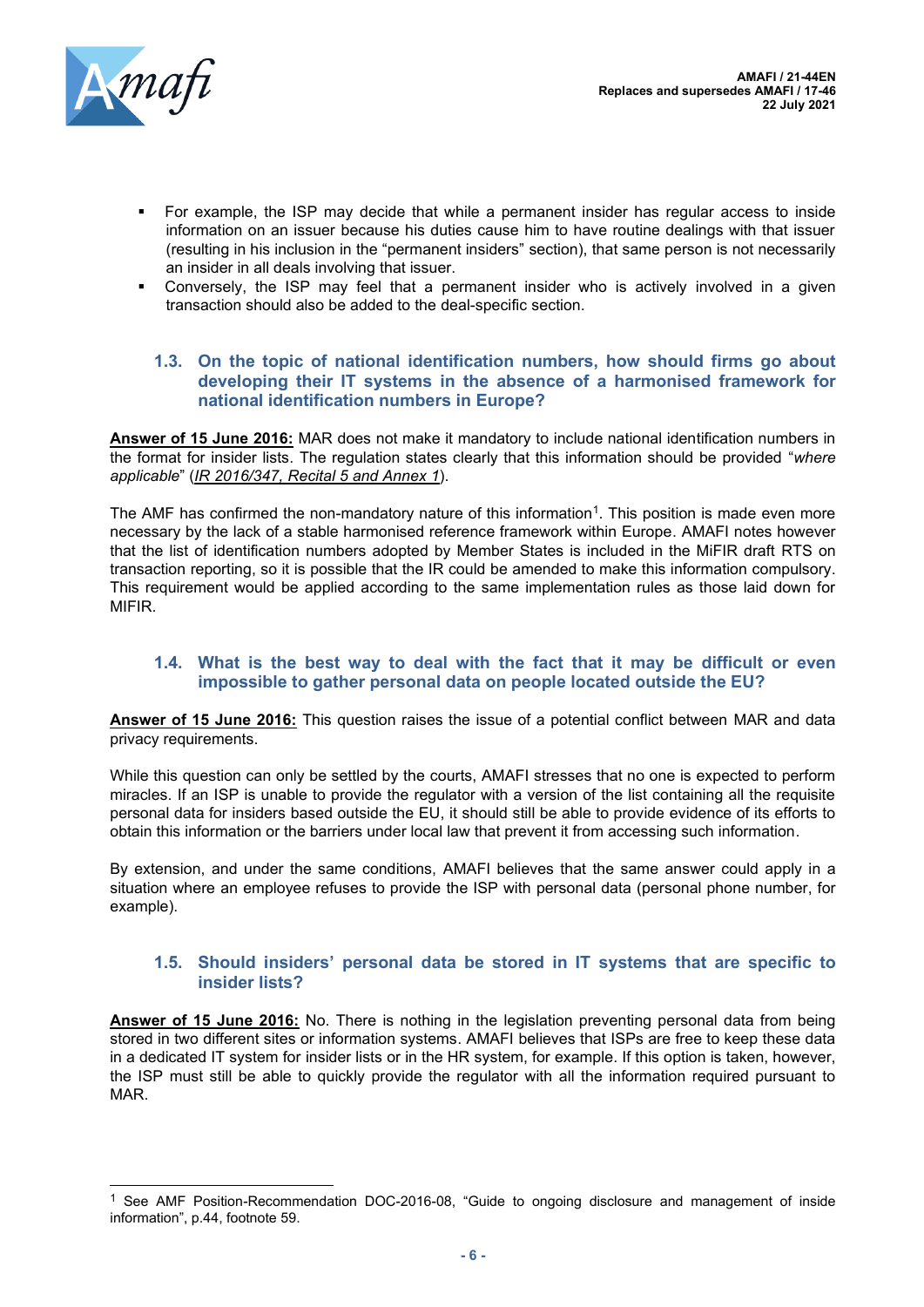- For example, the ISP may decide that while a permanent insider has regular access to inside information on an issuer because his duties cause him to have routine dealings with that issuer (resulting in his inclusion in the "permanent insiders" section), that same person is not necessarily an insider in all deals involving that issuer.
- Conversely, the ISP may feel that a permanent insider who is actively involved in a given transaction should also be added to the deal-specific section.

### 1.3. On the topic of national identification numbers, how should firms go about developing their IT systems in the absence of a harmonised framework for national identification numbers in Europe?

**Answer of 15 June 2016:** MAR does not make it mandatory to include national identification numbers in the format for insider lists. The regulation states clearly that this information should be provided "*where applicable*" (*IR 2016/347, Recital 5 and Annex 1*).

The AMF has confirmed the non-mandatory nature of this information[1]. This position is made even more necessary by the lack of a stable harmonised reference framework within Europe. AMAFI notes however that the list of identification numbers adopted by Member States is included in the MiFIR draft RTS on transaction reporting, so it is possible that the IR could be amended to make this information compulsory. This requirement would be applied according to the same implementation rules as those laid down for MIFIR.

### 1.4. What is the best way to deal with the fact that it may be difficult or even impossible to gather personal data on people located outside the EU?

**Answer of 15 June 2016:** This question raises the issue of a potential conflict between MAR and data privacy requirements.

While this question can only be settled by the courts, AMAFI stresses that no one is expected to perform miracles. If an ISP is unable to provide the regulator with a version of the list containing all the requisite personal data for insiders based outside the EU, it should still be able to provide evidence of its efforts to obtain this information or the barriers under local law that prevent it from accessing such information.

By extension, and under the same conditions, AMAFI believes that the same answer could apply in a situation where an employee refuses to provide the ISP with personal data (personal phone number, for example).

### 1.5. Should insiders' personal data be stored in IT systems that are specific to insider lists?

**Answer of 15 June 2016:** No. There is nothing in the legislation preventing personal data from being stored in two different sites or information systems. AMAFI believes that ISPs are free to keep these data in a dedicated IT system for insider lists or in the HR system, for example. If this option is taken, however, the ISP must still be able to quickly provide the regulator with all the information required pursuant to MAR.

---

[1] See AMF Position-Recommendation DOC-2016-08, "Guide to ongoing disclosure and management of inside information", p.44, footnote 59.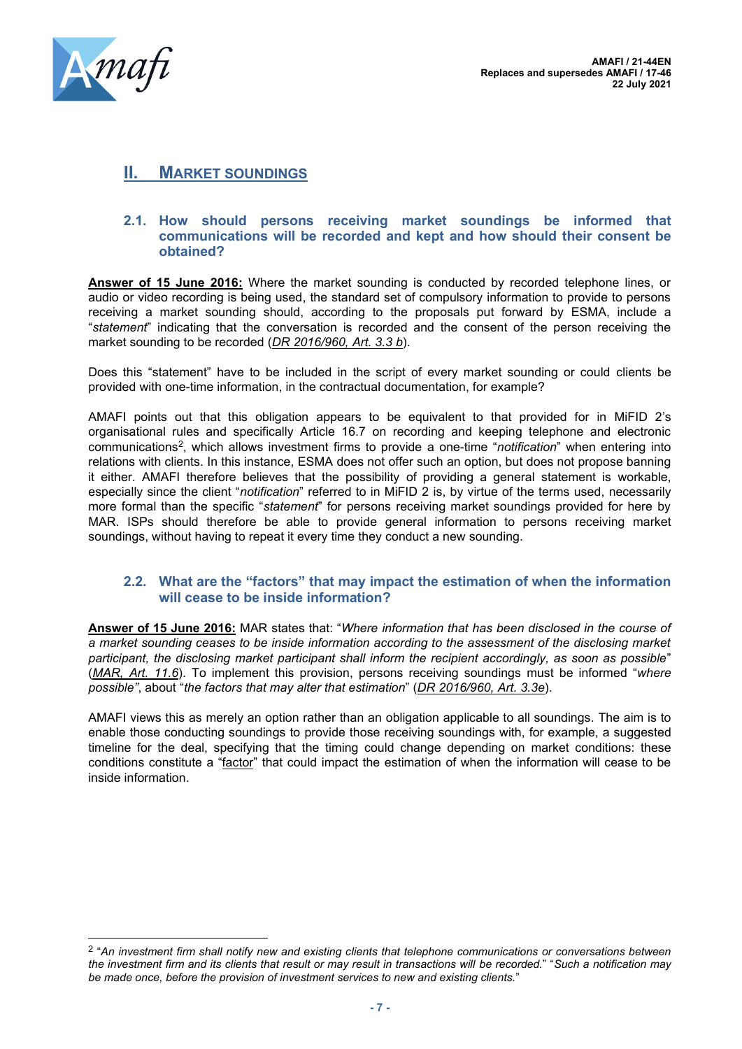## II. MARKET SOUNDINGS

### 2.1. How should persons receiving market soundings be informed that communications will be recorded and kept and how should their consent be obtained?

**Answer of 15 June 2016:** Where the market sounding is conducted by recorded telephone lines, or audio or video recording is being used, the standard set of compulsory information to provide to persons receiving a market sounding should, according to the proposals put forward by ESMA, include a "*statement*" indicating that the conversation is recorded and the consent of the person receiving the market sounding to be recorded (*DR 2016/960, Art. 3.3 b*).

Does this "statement" have to be included in the script of every market sounding or could clients be provided with one-time information, in the contractual documentation, for example?

AMAFI points out that this obligation appears to be equivalent to that provided for in MiFID 2's organisational rules and specifically Article 16.7 on recording and keeping telephone and electronic communications[2], which allows investment firms to provide a one-time "*notification*" when entering into relations with clients. In this instance, ESMA does not offer such an option, but does not propose banning it either. AMAFI therefore believes that the possibility of providing a general statement is workable, especially since the client "*notification*" referred to in MiFID 2 is, by virtue of the terms used, necessarily more formal than the specific "*statement*" for persons receiving market soundings provided for here by MAR. ISPs should therefore be able to provide general information to persons receiving market soundings, without having to repeat it every time they conduct a new sounding.

### 2.2. What are the "factors" that may impact the estimation of when the information will cease to be inside information?

**Answer of 15 June 2016:** MAR states that: "*Where information that has been disclosed in the course of a market sounding ceases to be inside information according to the assessment of the disclosing market participant, the disclosing market participant shall inform the recipient accordingly, as soon as possible*" (*MAR, Art. 11.6*). To implement this provision, persons receiving soundings must be informed "*where possible"*, about "*the factors that may alter that estimation*" (*DR 2016/960, Art. 3.3e*).

AMAFI views this as merely an option rather than an obligation applicable to all soundings. The aim is to enable those conducting soundings to provide those receiving soundings with, for example, a suggested timeline for the deal, specifying that the timing could change depending on market conditions: these conditions constitute a "factor" that could impact the estimation of when the information will cease to be inside information.

---

[2] "*An investment firm shall notify new and existing clients that telephone communications or conversations between the investment firm and its clients that result or may result in transactions will be recorded.*" "*Such a notification may be made once, before the provision of investment services to new and existing clients.*"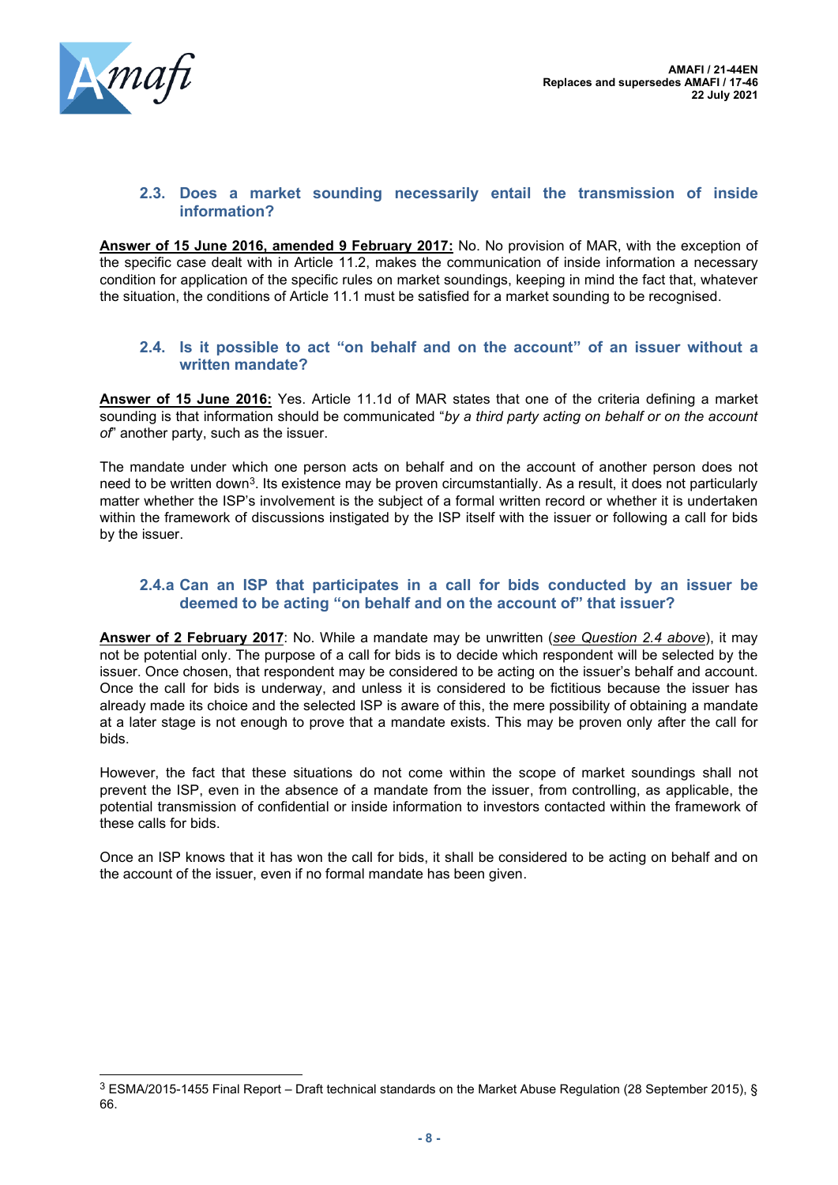### 2.3. Does a market sounding necessarily entail the transmission of inside information?

**Answer of 15 June 2016, amended 9 February 2017:** No. No provision of MAR, with the exception of the specific case dealt with in Article 11.2, makes the communication of inside information a necessary condition for application of the specific rules on market soundings, keeping in mind the fact that, whatever the situation, the conditions of Article 11.1 must be satisfied for a market sounding to be recognised.

### 2.4. Is it possible to act "on behalf and on the account" of an issuer without a written mandate?

**Answer of 15 June 2016:** Yes. Article 11.1d of MAR states that one of the criteria defining a market sounding is that information should be communicated "*by a third party acting on behalf or on the account of*" another party, such as the issuer.

The mandate under which one person acts on behalf and on the account of another person does not need to be written down[3]. Its existence may be proven circumstantially. As a result, it does not particularly matter whether the ISP's involvement is the subject of a formal written record or whether it is undertaken within the framework of discussions instigated by the ISP itself with the issuer or following a call for bids by the issuer.

### 2.4.a Can an ISP that participates in a call for bids conducted by an issuer be deemed to be acting "on behalf and on the account of" that issuer?

**Answer of 2 February 2017**: No. While a mandate may be unwritten (*see Question 2.4 above*), it may not be potential only. The purpose of a call for bids is to decide which respondent will be selected by the issuer. Once chosen, that respondent may be considered to be acting on the issuer's behalf and account. Once the call for bids is underway, and unless it is considered to be fictitious because the issuer has already made its choice and the selected ISP is aware of this, the mere possibility of obtaining a mandate at a later stage is not enough to prove that a mandate exists. This may be proven only after the call for bids.

However, the fact that these situations do not come within the scope of market soundings shall not prevent the ISP, even in the absence of a mandate from the issuer, from controlling, as applicable, the potential transmission of confidential or inside information to investors contacted within the framework of these calls for bids.

Once an ISP knows that it has won the call for bids, it shall be considered to be acting on behalf and on the account of the issuer, even if no formal mandate has been given.

[3] ESMA/2015-1455 Final Report – Draft technical standards on the Market Abuse Regulation (28 September 2015), § 66.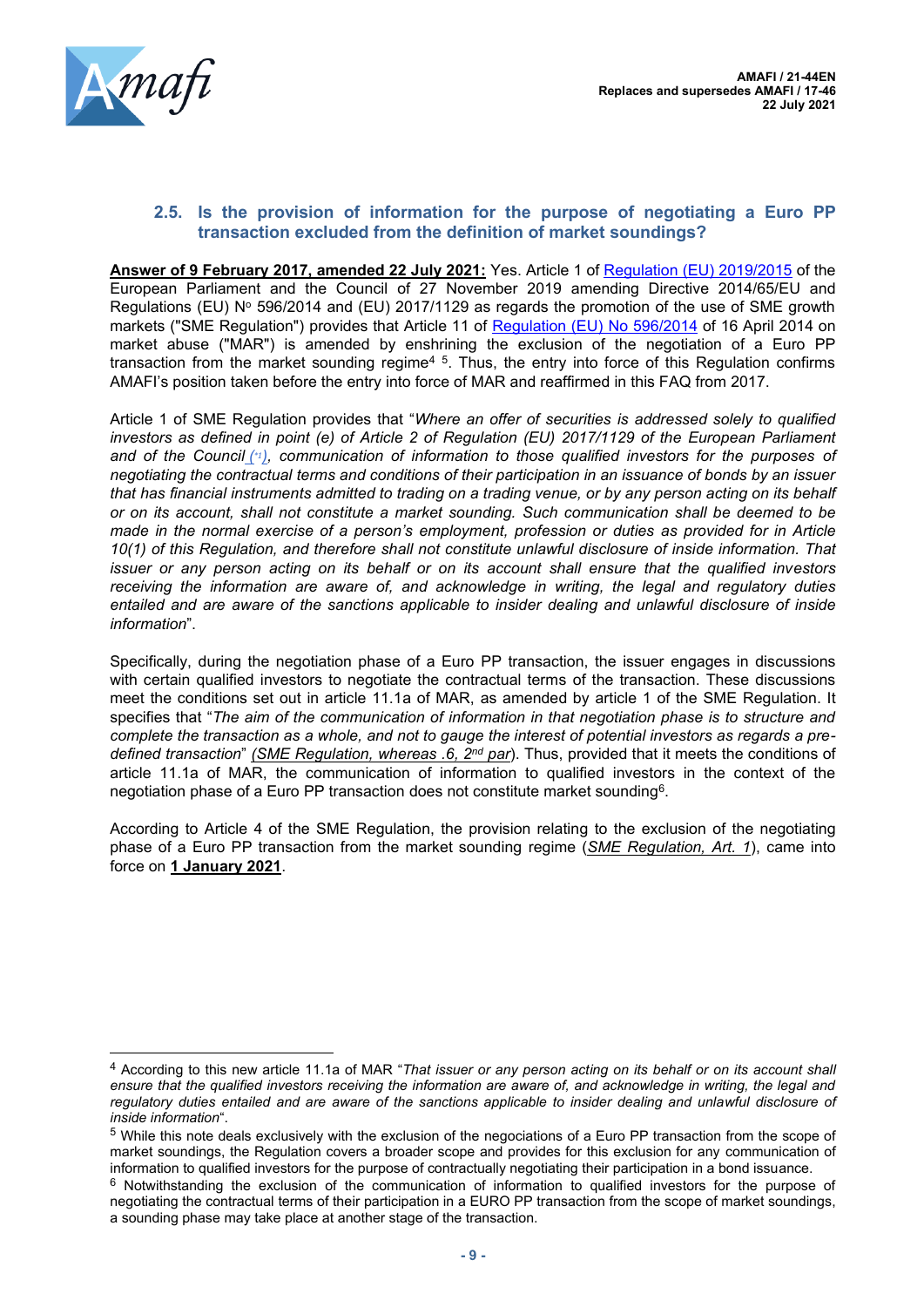### 2.5. Is the provision of information for the purpose of negotiating a Euro PP transaction excluded from the definition of market soundings?

**Answer of 9 February 2017, amended 22 July 2021:** Yes. Article 1 of Regulation (EU) 2019/2015 of the European Parliament and the Council of 27 November 2019 amending Directive 2014/65/EU and Regulations (EU) N° 596/2014 and (EU) 2017/1129 as regards the promotion of the use of SME growth markets ("SME Regulation") provides that Article 11 of Regulation (EU) No 596/2014 of 16 April 2014 on market abuse ("MAR") is amended by enshrining the exclusion of the negotiation of a Euro PP transaction from the market sounding regime[4] [5]. Thus, the entry into force of this Regulation confirms AMAFI's position taken before the entry into force of MAR and reaffirmed in this FAQ from 2017.

Article 1 of SME Regulation provides that "*Where an offer of securities is addressed solely to qualified investors as defined in point (e) of Article 2 of Regulation (EU) 2017/1129 of the European Parliament and of the Council (*[1]*), communication of information to those qualified investors for the purposes of negotiating the contractual terms and conditions of their participation in an issuance of bonds by an issuer that has financial instruments admitted to trading on a trading venue, or by any person acting on its behalf or on its account, shall not constitute a market sounding. Such communication shall be deemed to be made in the normal exercise of a person's employment, profession or duties as provided for in Article 10(1) of this Regulation, and therefore shall not constitute unlawful disclosure of inside information. That issuer or any person acting on its behalf or on its account shall ensure that the qualified investors receiving the information are aware of, and acknowledge in writing, the legal and regulatory duties entailed and are aware of the sanctions applicable to insider dealing and unlawful disclosure of inside information*".

Specifically, during the negotiation phase of a Euro PP transaction, the issuer engages in discussions with certain qualified investors to negotiate the contractual terms of the transaction. These discussions meet the conditions set out in article 11.1a of MAR, as amended by article 1 of the SME Regulation. It specifies that "*The aim of the communication of information in that negotiation phase is to structure and complete the transaction as a whole, and not to gauge the interest of potential investors as regards a pre-defined transaction*" *(SME Regulation, whereas .6, 2nd par)*. Thus, provided that it meets the conditions of article 11.1a of MAR, the communication of information to qualified investors in the context of the negotiation phase of a Euro PP transaction does not constitute market sounding[6].

According to Article 4 of the SME Regulation, the provision relating to the exclusion of the negotiating phase of a Euro PP transaction from the market sounding regime (*SME Regulation, Art. 1*), came into force on **1 January 2021**.

---

[4] According to this new article 11.1a of MAR "*That issuer or any person acting on its behalf or on its account shall ensure that the qualified investors receiving the information are aware of, and acknowledge in writing, the legal and regulatory duties entailed and are aware of the sanctions applicable to insider dealing and unlawful disclosure of inside information*".

[5] While this note deals exclusively with the exclusion of the negociations of a Euro PP transaction from the scope of market soundings, the Regulation covers a broader scope and provides for this exclusion for any communication of information to qualified investors for the purpose of contractually negotiating their participation in a bond issuance.

[6] Notwithstanding the exclusion of the communication of information to qualified investors for the purpose of negotiating the contractual terms of their participation in a EURO PP transaction from the scope of market soundings, a sounding phase may take place at another stage of the transaction.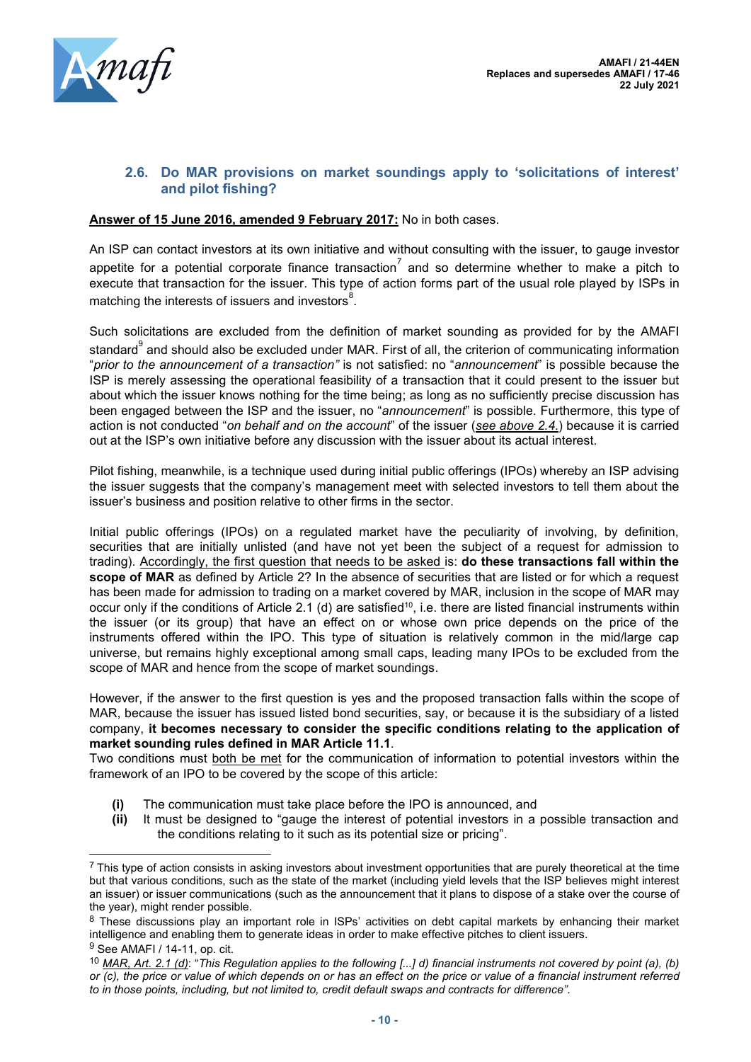### 2.6. Do MAR provisions on market soundings apply to 'solicitations of interest' and pilot fishing?

**Answer of 15 June 2016, amended 9 February 2017:** No in both cases.

An ISP can contact investors at its own initiative and without consulting with the issuer, to gauge investor appetite for a potential corporate finance transaction[7] and so determine whether to make a pitch to execute that transaction for the issuer. This type of action forms part of the usual role played by ISPs in matching the interests of issuers and investors[8].

Such solicitations are excluded from the definition of market sounding as provided for by the AMAFI standard[9] and should also be excluded under MAR. First of all, the criterion of communicating information "*prior to the announcement of a transaction"* is not satisfied: no "*announcement*" is possible because the ISP is merely assessing the operational feasibility of a transaction that it could present to the issuer but about which the issuer knows nothing for the time being; as long as no sufficiently precise discussion has been engaged between the ISP and the issuer, no "*announcement*" is possible. Furthermore, this type of action is not conducted "*on behalf and on the account*" of the issuer (*see above 2.4.*) because it is carried out at the ISP's own initiative before any discussion with the issuer about its actual interest.

Pilot fishing, meanwhile, is a technique used during initial public offerings (IPOs) whereby an ISP advising the issuer suggests that the company's management meet with selected investors to tell them about the issuer's business and position relative to other firms in the sector.

Initial public offerings (IPOs) on a regulated market have the peculiarity of involving, by definition, securities that are initially unlisted (and have not yet been the subject of a request for admission to trading). Accordingly, the first question that needs to be asked is: **do these transactions fall within the scope of MAR** as defined by Article 2? In the absence of securities that are listed or for which a request has been made for admission to trading on a market covered by MAR, inclusion in the scope of MAR may occur only if the conditions of Article 2.1 (d) are satisfied[10], i.e. there are listed financial instruments within the issuer (or its group) that have an effect on or whose own price depends on the price of the instruments offered within the IPO. This type of situation is relatively common in the mid/large cap universe, but remains highly exceptional among small caps, leading many IPOs to be excluded from the scope of MAR and hence from the scope of market soundings.

However, if the answer to the first question is yes and the proposed transaction falls within the scope of MAR, because the issuer has issued listed bond securities, say, or because it is the subsidiary of a listed company, **it becomes necessary to consider the specific conditions relating to the application of market sounding rules defined in MAR Article 11.1**.
Two conditions must both be met for the communication of information to potential investors within the framework of an IPO to be covered by the scope of this article:

- **(i)** The communication must take place before the IPO is announced, and
- **(ii)** It must be designed to "gauge the interest of potential investors in a possible transaction and the conditions relating to it such as its potential size or pricing".

---

[7] This type of action consists in asking investors about investment opportunities that are purely theoretical at the time but that various conditions, such as the state of the market (including yield levels that the ISP believes might interest an issuer) or issuer communications (such as the announcement that it plans to dispose of a stake over the course of the year), might render possible.

[8] These discussions play an important role in ISPs' activities on debt capital markets by enhancing their market intelligence and enabling them to generate ideas in order to make effective pitches to client issuers.

[9] See AMAFI / 14-11, op. cit.

[10] *MAR, Art. 2.1 (d)*: "*This Regulation applies to the following [...] d) financial instruments not covered by point (a), (b) or (c), the price or value of which depends on or has an effect on the price or value of a financial instrument referred to in those points, including, but not limited to, credit default swaps and contracts for difference"*.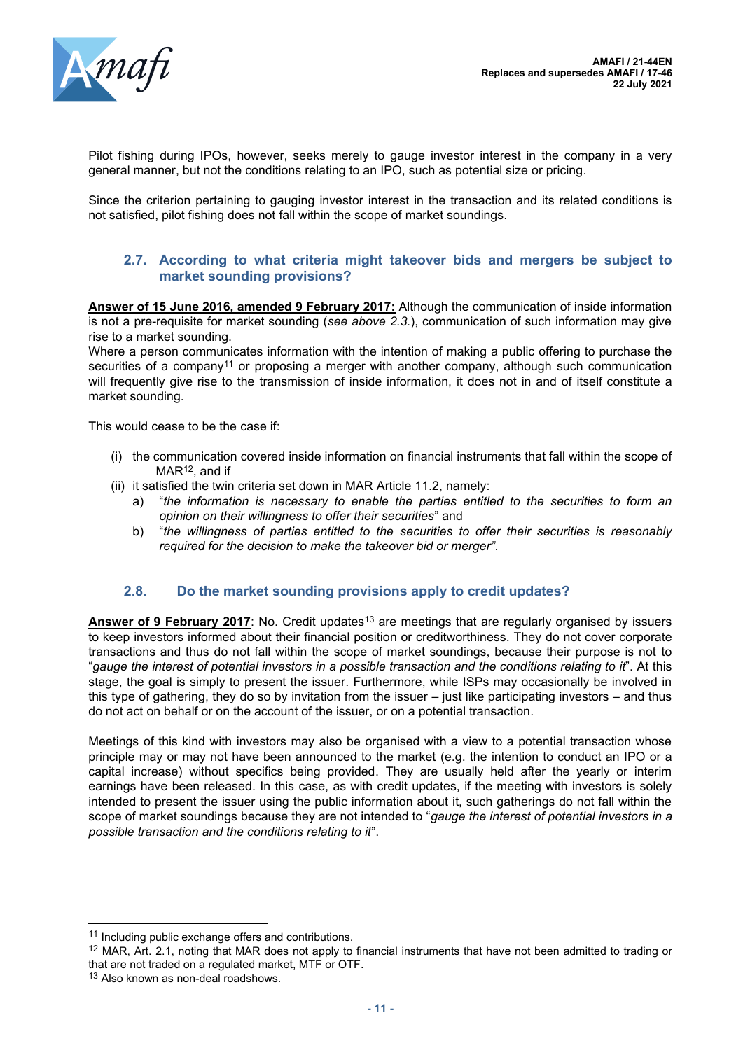Pilot fishing during IPOs, however, seeks merely to gauge investor interest in the company in a very general manner, but not the conditions relating to an IPO, such as potential size or pricing.

Since the criterion pertaining to gauging investor interest in the transaction and its related conditions is not satisfied, pilot fishing does not fall within the scope of market soundings.

### 2.7. According to what criteria might takeover bids and mergers be subject to market sounding provisions?

**Answer of 15 June 2016, amended 9 February 2017:** Although the communication of inside information is not a pre-requisite for market sounding (*see above 2.3.*), communication of such information may give rise to a market sounding.
Where a person communicates information with the intention of making a public offering to purchase the securities of a company[11] or proposing a merger with another company, although such communication will frequently give rise to the transmission of inside information, it does not in and of itself constitute a market sounding.

This would cease to be the case if:

(i) the communication covered inside information on financial instruments that fall within the scope of MAR[12], and if
(ii) it satisfied the twin criteria set down in MAR Article 11.2, namely:
   a) "*the information is necessary to enable the parties entitled to the securities to form an opinion on their willingness to offer their securities*" and
   b) "*the willingness of parties entitled to the securities to offer their securities is reasonably required for the decision to make the takeover bid or merger"*.

### 2.8. Do the market sounding provisions apply to credit updates?

**Answer of 9 February 2017**: No. Credit updates[13] are meetings that are regularly organised by issuers to keep investors informed about their financial position or creditworthiness. They do not cover corporate transactions and thus do not fall within the scope of market soundings, because their purpose is not to "*gauge the interest of potential investors in a possible transaction and the conditions relating to it*". At this stage, the goal is simply to present the issuer. Furthermore, while ISPs may occasionally be involved in this type of gathering, they do so by invitation from the issuer – just like participating investors – and thus do not act on behalf or on the account of the issuer, or on a potential transaction.

Meetings of this kind with investors may also be organised with a view to a potential transaction whose principle may or may not have been announced to the market (e.g. the intention to conduct an IPO or a capital increase) without specifics being provided. They are usually held after the yearly or interim earnings have been released. In this case, as with credit updates, if the meeting with investors is solely intended to present the issuer using the public information about it, such gatherings do not fall within the scope of market soundings because they are not intended to "*gauge the interest of potential investors in a possible transaction and the conditions relating to it*".

---

[11] Including public exchange offers and contributions.
[12] MAR, Art. 2.1, noting that MAR does not apply to financial instruments that have not been admitted to trading or that are not traded on a regulated market, MTF or OTF.
[13] Also known as non-deal roadshows.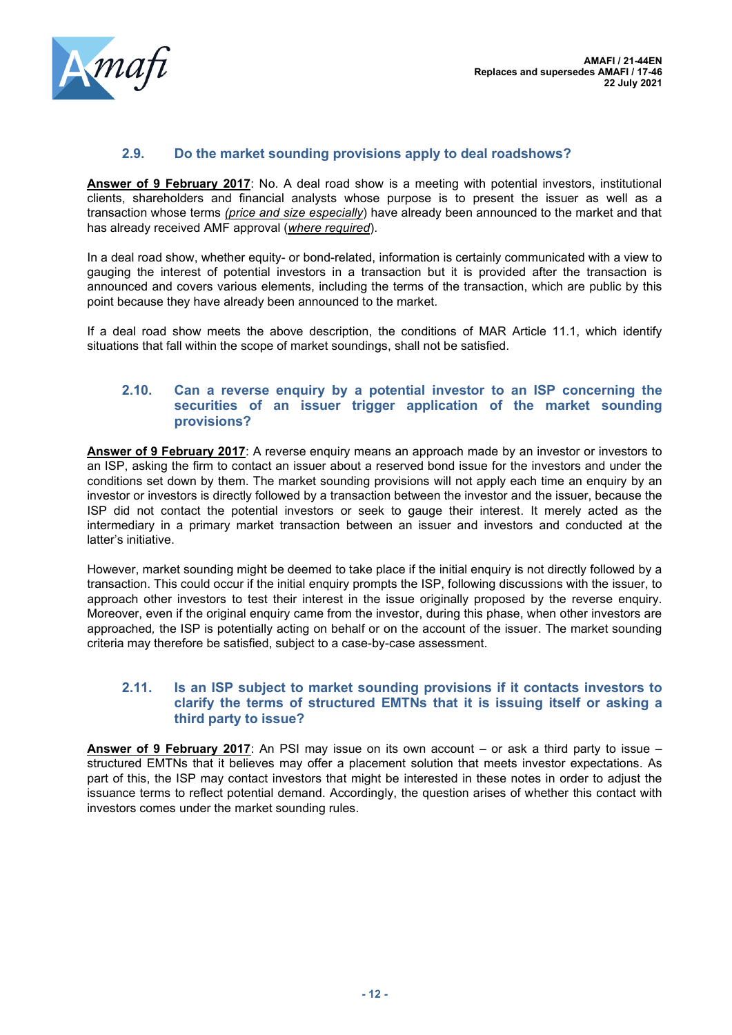### 2.9. Do the market sounding provisions apply to deal roadshows?

**Answer of 9 February 2017**: No. A deal road show is a meeting with potential investors, institutional clients, shareholders and financial analysts whose purpose is to present the issuer as well as a transaction whose terms *(price and size especially)* have already been announced to the market and that has already received AMF approval (*where required*).

In a deal road show, whether equity- or bond-related, information is certainly communicated with a view to gauging the interest of potential investors in a transaction but it is provided after the transaction is announced and covers various elements, including the terms of the transaction, which are public by this point because they have already been announced to the market.

If a deal road show meets the above description, the conditions of MAR Article 11.1, which identify situations that fall within the scope of market soundings, shall not be satisfied.

### 2.10. Can a reverse enquiry by a potential investor to an ISP concerning the securities of an issuer trigger application of the market sounding provisions?

**Answer of 9 February 2017**: A reverse enquiry means an approach made by an investor or investors to an ISP, asking the firm to contact an issuer about a reserved bond issue for the investors and under the conditions set down by them. The market sounding provisions will not apply each time an enquiry by an investor or investors is directly followed by a transaction between the investor and the issuer, because the ISP did not contact the potential investors or seek to gauge their interest. It merely acted as the intermediary in a primary market transaction between an issuer and investors and conducted at the latter's initiative.

However, market sounding might be deemed to take place if the initial enquiry is not directly followed by a transaction. This could occur if the initial enquiry prompts the ISP, following discussions with the issuer, to approach other investors to test their interest in the issue originally proposed by the reverse enquiry. Moreover, even if the original enquiry came from the investor, during this phase, when other investors are approached, the ISP is potentially acting on behalf or on the account of the issuer. The market sounding criteria may therefore be satisfied, subject to a case-by-case assessment.

### 2.11. Is an ISP subject to market sounding provisions if it contacts investors to clarify the terms of structured EMTNs that it is issuing itself or asking a third party to issue?

**Answer of 9 February 2017**: An PSI may issue on its own account – or ask a third party to issue – structured EMTNs that it believes may offer a placement solution that meets investor expectations. As part of this, the ISP may contact investors that might be interested in these notes in order to adjust the issuance terms to reflect potential demand. Accordingly, the question arises of whether this contact with investors comes under the market sounding rules.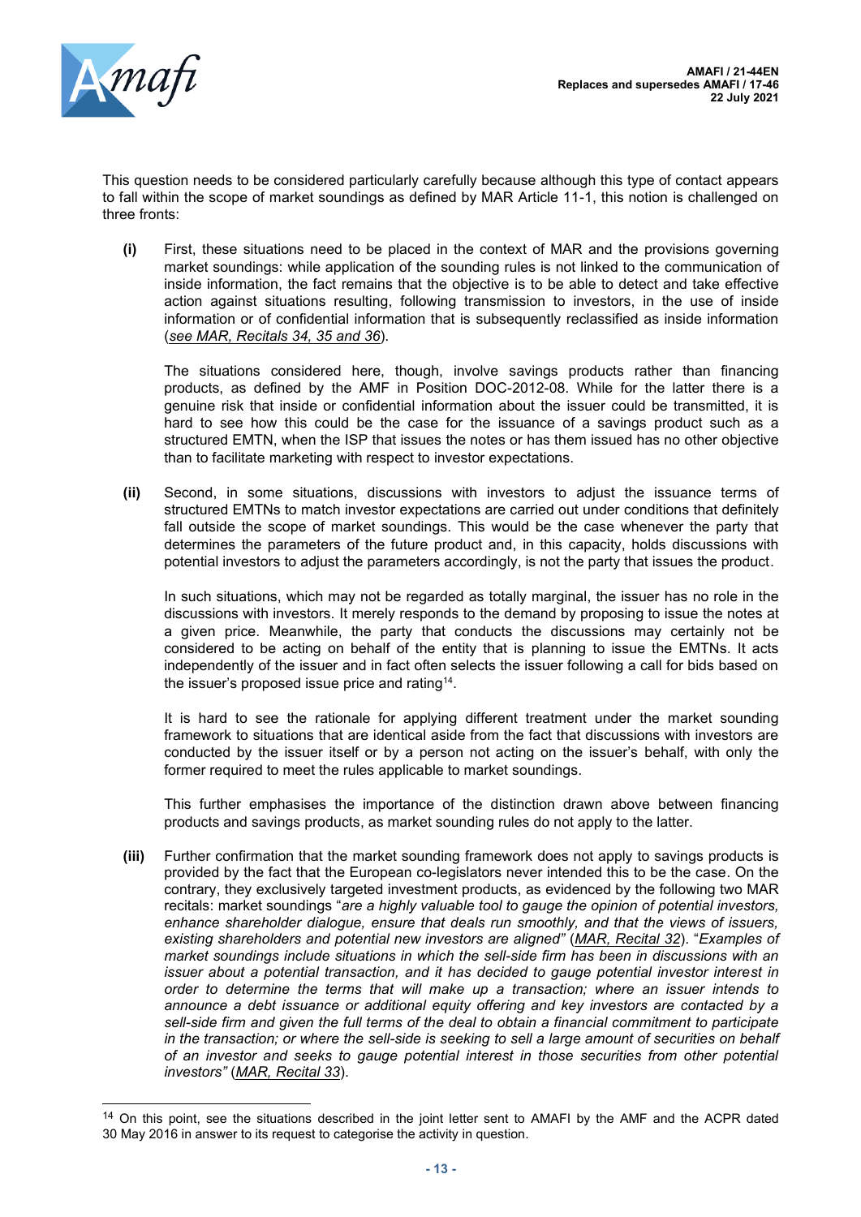This question needs to be considered particularly carefully because although this type of contact appears to fall within the scope of market soundings as defined by MAR Article 11-1, this notion is challenged on three fronts:

**(i)** First, these situations need to be placed in the context of MAR and the provisions governing market soundings: while application of the sounding rules is not linked to the communication of inside information, the fact remains that the objective is to be able to detect and take effective action against situations resulting, following transmission to investors, in the use of inside information or of confidential information that is subsequently reclassified as inside information (*see MAR, Recitals 34, 35 and 36*).

The situations considered here, though, involve savings products rather than financing products, as defined by the AMF in Position DOC-2012-08. While for the latter there is a genuine risk that inside or confidential information about the issuer could be transmitted, it is hard to see how this could be the case for the issuance of a savings product such as a structured EMTN, when the ISP that issues the notes or has them issued has no other objective than to facilitate marketing with respect to investor expectations.

**(ii)** Second, in some situations, discussions with investors to adjust the issuance terms of structured EMTNs to match investor expectations are carried out under conditions that definitely fall outside the scope of market soundings. This would be the case whenever the party that determines the parameters of the future product and, in this capacity, holds discussions with potential investors to adjust the parameters accordingly, is not the party that issues the product.

In such situations, which may not be regarded as totally marginal, the issuer has no role in the discussions with investors. It merely responds to the demand by proposing to issue the notes at a given price. Meanwhile, the party that conducts the discussions may certainly not be considered to be acting on behalf of the entity that is planning to issue the EMTNs. It acts independently of the issuer and in fact often selects the issuer following a call for bids based on the issuer's proposed issue price and rating[14].

It is hard to see the rationale for applying different treatment under the market sounding framework to situations that are identical aside from the fact that discussions with investors are conducted by the issuer itself or by a person not acting on the issuer's behalf, with only the former required to meet the rules applicable to market soundings.

This further emphasises the importance of the distinction drawn above between financing products and savings products, as market sounding rules do not apply to the latter.

**(iii)** Further confirmation that the market sounding framework does not apply to savings products is provided by the fact that the European co-legislators never intended this to be the case. On the contrary, they exclusively targeted investment products, as evidenced by the following two MAR recitals: market soundings "*are a highly valuable tool to gauge the opinion of potential investors, enhance shareholder dialogue, ensure that deals run smoothly, and that the views of issuers, existing shareholders and potential new investors are aligned*" (*MAR, Recital 32*). "*Examples of market soundings include situations in which the sell-side firm has been in discussions with an issuer about a potential transaction, and it has decided to gauge potential investor interest in order to determine the terms that will make up a transaction; where an issuer intends to announce a debt issuance or additional equity offering and key investors are contacted by a sell-side firm and given the full terms of the deal to obtain a financial commitment to participate in the transaction; or where the sell-side is seeking to sell a large amount of securities on behalf of an investor and seeks to gauge potential interest in those securities from other potential investors*" (*MAR, Recital 33*).

---

[14] On this point, see the situations described in the joint letter sent to AMAFI by the AMF and the ACPR dated 30 May 2016 in answer to its request to categorise the activity in question.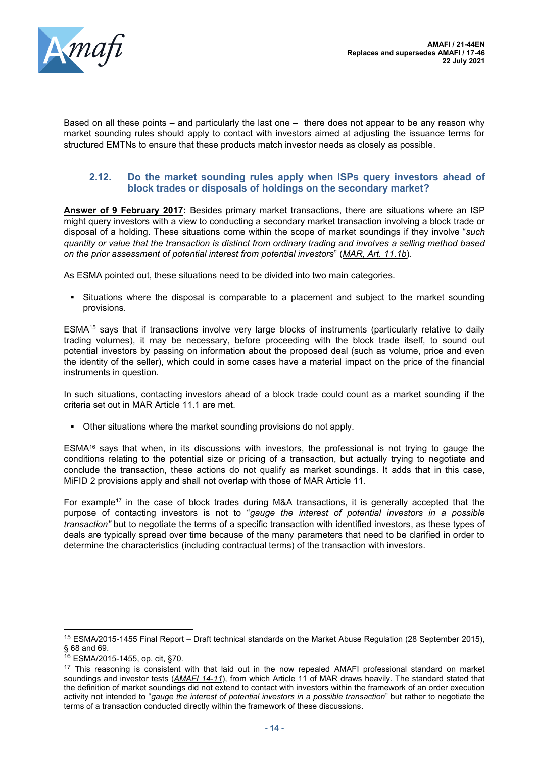Based on all these points – and particularly the last one – there does not appear to be any reason why market sounding rules should apply to contact with investors aimed at adjusting the issuance terms for structured EMTNs to ensure that these products match investor needs as closely as possible.

### 2.12. Do the market sounding rules apply when ISPs query investors ahead of block trades or disposals of holdings on the secondary market?

**<u>Answer of 9 February 2017</u>:** Besides primary market transactions, there are situations where an ISP might query investors with a view to conducting a secondary market transaction involving a block trade or disposal of a holding. These situations come within the scope of market soundings if they involve "*such quantity or value that the transaction is distinct from ordinary trading and involves a selling method based on the prior assessment of potential interest from potential investors*" (*MAR, Art. 11.1b*).

As ESMA pointed out, these situations need to be divided into two main categories.

- Situations where the disposal is comparable to a placement and subject to the market sounding provisions.

ESMA[15] says that if transactions involve very large blocks of instruments (particularly relative to daily trading volumes), it may be necessary, before proceeding with the block trade itself, to sound out potential investors by passing on information about the proposed deal (such as volume, price and even the identity of the seller), which could in some cases have a material impact on the price of the financial instruments in question.

In such situations, contacting investors ahead of a block trade could count as a market sounding if the criteria set out in MAR Article 11.1 are met.

- Other situations where the market sounding provisions do not apply.

ESMA[16] says that when, in its discussions with investors, the professional is not trying to gauge the conditions relating to the potential size or pricing of a transaction, but actually trying to negotiate and conclude the transaction, these actions do not qualify as market soundings. It adds that in this case, MiFID 2 provisions apply and shall not overlap with those of MAR Article 11.

For example[17] in the case of block trades during M&A transactions, it is generally accepted that the purpose of contacting investors is not to "*gauge the interest of potential investors in a possible transaction"* but to negotiate the terms of a specific transaction with identified investors, as these types of deals are typically spread over time because of the many parameters that need to be clarified in order to determine the characteristics (including contractual terms) of the transaction with investors.

---

[15] ESMA/2015-1455 Final Report – Draft technical standards on the Market Abuse Regulation (28 September 2015), § 68 and 69.

[16] ESMA/2015-1455, op. cit, §70.

[17] This reasoning is consistent with that laid out in the now repealed AMAFI professional standard on market soundings and investor tests (*AMAFI 14-11*), from which Article 11 of MAR draws heavily. The standard stated that the definition of market soundings did not extend to contact with investors within the framework of an order execution activity not intended to "*gauge the interest of potential investors in a possible transaction*" but rather to negotiate the terms of a transaction conducted directly within the framework of these discussions.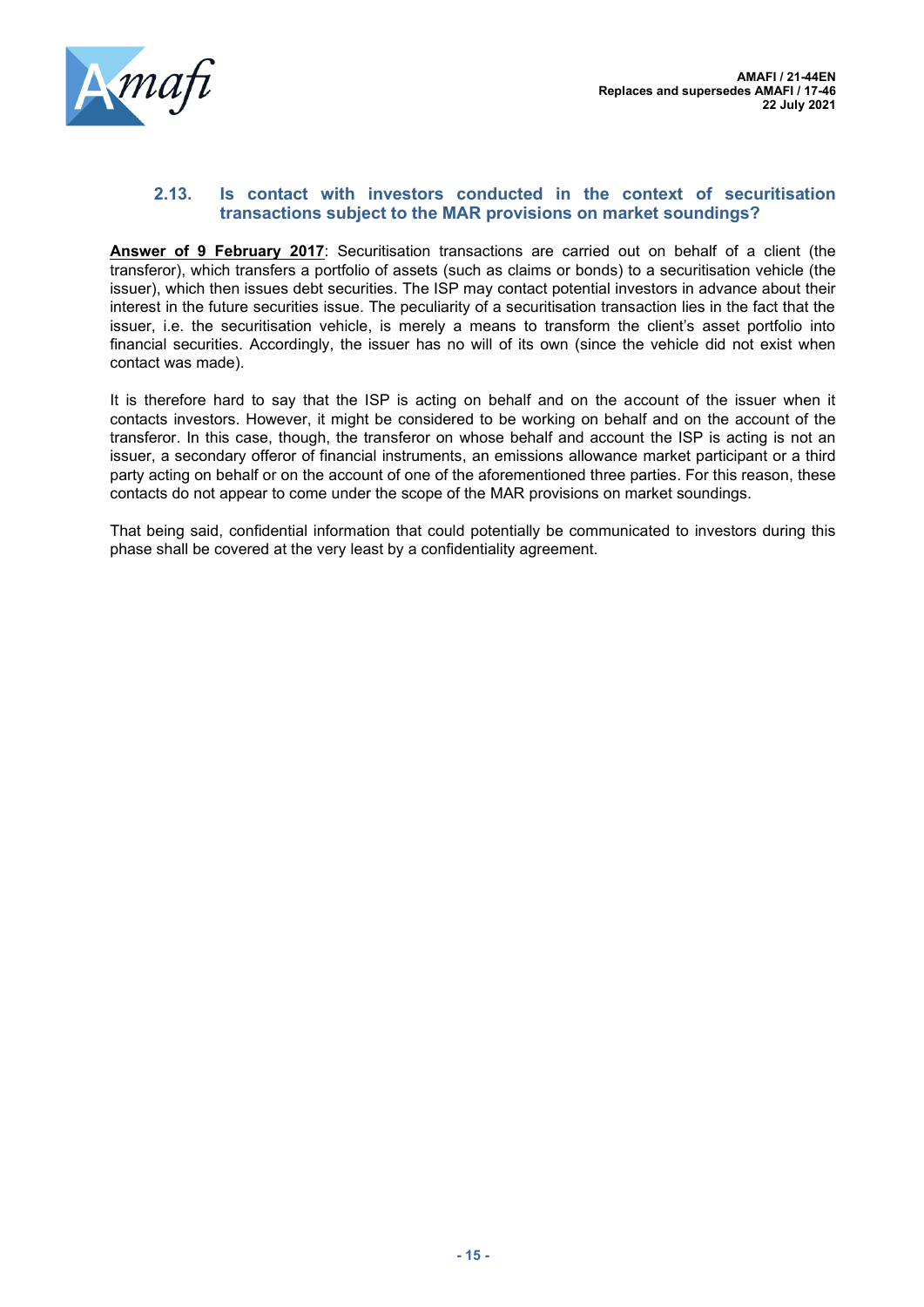### 2.13. Is contact with investors conducted in the context of securitisation transactions subject to the MAR provisions on market soundings?

**Answer of 9 February 2017**: Securitisation transactions are carried out on behalf of a client (the transferor), which transfers a portfolio of assets (such as claims or bonds) to a securitisation vehicle (the issuer), which then issues debt securities. The ISP may contact potential investors in advance about their interest in the future securities issue. The peculiarity of a securitisation transaction lies in the fact that the issuer, i.e. the securitisation vehicle, is merely a means to transform the client's asset portfolio into financial securities. Accordingly, the issuer has no will of its own (since the vehicle did not exist when contact was made).

It is therefore hard to say that the ISP is acting on behalf and on the account of the issuer when it contacts investors. However, it might be considered to be working on behalf and on the account of the transferor. In this case, though, the transferor on whose behalf and account the ISP is acting is not an issuer, a secondary offeror of financial instruments, an emissions allowance market participant or a third party acting on behalf or on the account of one of the aforementioned three parties. For this reason, these contacts do not appear to come under the scope of the MAR provisions on market soundings.

That being said, confidential information that could potentially be communicated to investors during this phase shall be covered at the very least by a confidentiality agreement.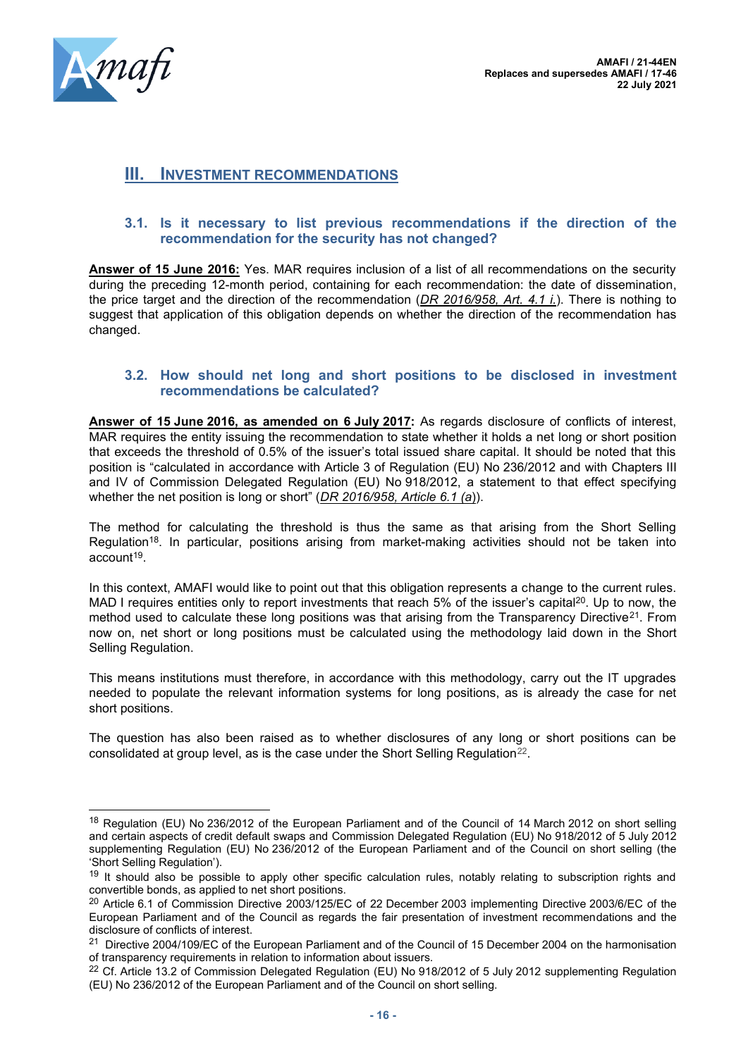## III. INVESTMENT RECOMMENDATIONS

### 3.1. Is it necessary to list previous recommendations if the direction of the recommendation for the security has not changed?

**Answer of 15 June 2016:** Yes. MAR requires inclusion of a list of all recommendations on the security during the preceding 12-month period, containing for each recommendation: the date of dissemination, the price target and the direction of the recommendation (*DR 2016/958, Art. 4.1 i.*). There is nothing to suggest that application of this obligation depends on whether the direction of the recommendation has changed.

### 3.2. How should net long and short positions to be disclosed in investment recommendations be calculated?

**Answer of 15 June 2016, as amended on 6 July 2017:** As regards disclosure of conflicts of interest, MAR requires the entity issuing the recommendation to state whether it holds a net long or short position that exceeds the threshold of 0.5% of the issuer's total issued share capital. It should be noted that this position is "calculated in accordance with Article 3 of Regulation (EU) No 236/2012 and with Chapters III and IV of Commission Delegated Regulation (EU) No 918/2012, a statement to that effect specifying whether the net position is long or short" (*DR 2016/958, Article 6.1 (a)*).

The method for calculating the threshold is thus the same as that arising from the Short Selling Regulation[18]. In particular, positions arising from market-making activities should not be taken into account[19].

In this context, AMAFI would like to point out that this obligation represents a change to the current rules. MAD I requires entities only to report investments that reach 5% of the issuer's capital[20]. Up to now, the method used to calculate these long positions was that arising from the Transparency Directive[21]. From now on, net short or long positions must be calculated using the methodology laid down in the Short Selling Regulation.

This means institutions must therefore, in accordance with this methodology, carry out the IT upgrades needed to populate the relevant information systems for long positions, as is already the case for net short positions.

The question has also been raised as to whether disclosures of any long or short positions can be consolidated at group level, as is the case under the Short Selling Regulation[22].

---

[18] Regulation (EU) No 236/2012 of the European Parliament and of the Council of 14 March 2012 on short selling and certain aspects of credit default swaps and Commission Delegated Regulation (EU) No 918/2012 of 5 July 2012 supplementing Regulation (EU) No 236/2012 of the European Parliament and of the Council on short selling (the 'Short Selling Regulation').

[19] It should also be possible to apply other specific calculation rules, notably relating to subscription rights and convertible bonds, as applied to net short positions.

[20] Article 6.1 of Commission Directive 2003/125/EC of 22 December 2003 implementing Directive 2003/6/EC of the European Parliament and of the Council as regards the fair presentation of investment recommendations and the disclosure of conflicts of interest.

[21] Directive 2004/109/EC of the European Parliament and of the Council of 15 December 2004 on the harmonisation of transparency requirements in relation to information about issuers.

[22] Cf. Article 13.2 of Commission Delegated Regulation (EU) No 918/2012 of 5 July 2012 supplementing Regulation (EU) No 236/2012 of the European Parliament and of the Council on short selling.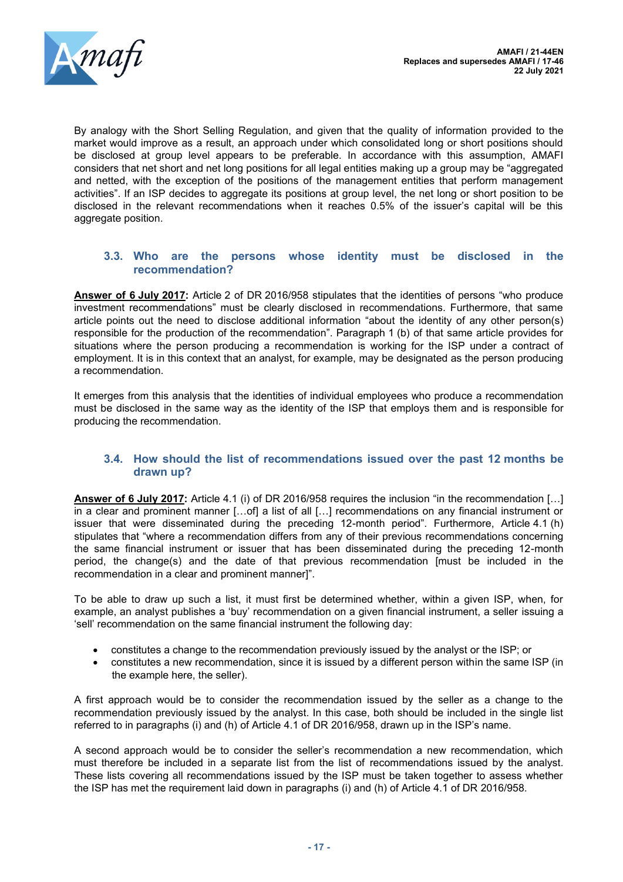By analogy with the Short Selling Regulation, and given that the quality of information provided to the market would improve as a result, an approach under which consolidated long or short positions should be disclosed at group level appears to be preferable. In accordance with this assumption, AMAFI considers that net short and net long positions for all legal entities making up a group may be "aggregated and netted, with the exception of the positions of the management entities that perform management activities". If an ISP decides to aggregate its positions at group level, the net long or short position to be disclosed in the relevant recommendations when it reaches 0.5% of the issuer's capital will be this aggregate position.

### 3.3. Who are the persons whose identity must be disclosed in the recommendation?

**Answer of 6 July 2017:** Article 2 of DR 2016/958 stipulates that the identities of persons "who produce investment recommendations" must be clearly disclosed in recommendations. Furthermore, that same article points out the need to disclose additional information "about the identity of any other person(s) responsible for the production of the recommendation". Paragraph 1 (b) of that same article provides for situations where the person producing a recommendation is working for the ISP under a contract of employment. It is in this context that an analyst, for example, may be designated as the person producing a recommendation.

It emerges from this analysis that the identities of individual employees who produce a recommendation must be disclosed in the same way as the identity of the ISP that employs them and is responsible for producing the recommendation.

### 3.4. How should the list of recommendations issued over the past 12 months be drawn up?

**Answer of 6 July 2017:** Article 4.1 (i) of DR 2016/958 requires the inclusion "in the recommendation […] in a clear and prominent manner […of] a list of all […] recommendations on any financial instrument or issuer that were disseminated during the preceding 12-month period". Furthermore, Article 4.1 (h) stipulates that "where a recommendation differs from any of their previous recommendations concerning the same financial instrument or issuer that has been disseminated during the preceding 12-month period, the change(s) and the date of that previous recommendation [must be included in the recommendation in a clear and prominent manner]".

To be able to draw up such a list, it must first be determined whether, within a given ISP, when, for example, an analyst publishes a 'buy' recommendation on a given financial instrument, a seller issuing a 'sell' recommendation on the same financial instrument the following day:

- constitutes a change to the recommendation previously issued by the analyst or the ISP; or
- constitutes a new recommendation, since it is issued by a different person within the same ISP (in the example here, the seller).

A first approach would be to consider the recommendation issued by the seller as a change to the recommendation previously issued by the analyst. In this case, both should be included in the single list referred to in paragraphs (i) and (h) of Article 4.1 of DR 2016/958, drawn up in the ISP's name.

A second approach would be to consider the seller's recommendation a new recommendation, which must therefore be included in a separate list from the list of recommendations issued by the analyst. These lists covering all recommendations issued by the ISP must be taken together to assess whether the ISP has met the requirement laid down in paragraphs (i) and (h) of Article 4.1 of DR 2016/958.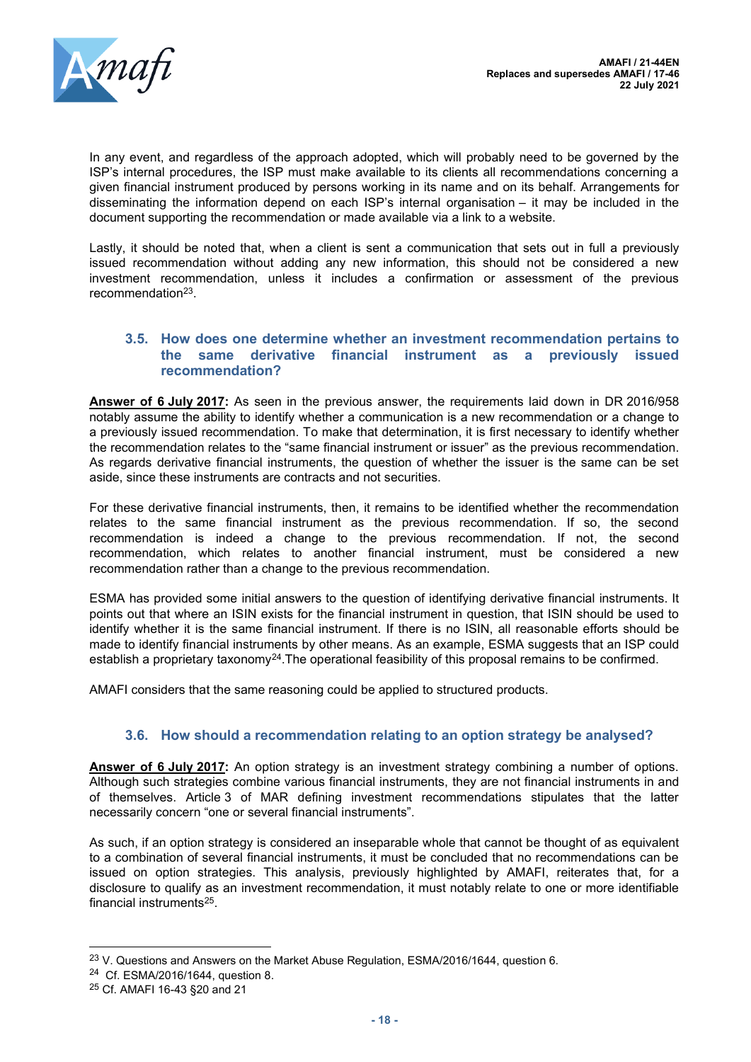In any event, and regardless of the approach adopted, which will probably need to be governed by the ISP's internal procedures, the ISP must make available to its clients all recommendations concerning a given financial instrument produced by persons working in its name and on its behalf. Arrangements for disseminating the information depend on each ISP's internal organisation – it may be included in the document supporting the recommendation or made available via a link to a website.

Lastly, it should be noted that, when a client is sent a communication that sets out in full a previously issued recommendation without adding any new information, this should not be considered a new investment recommendation, unless it includes a confirmation or assessment of the previous recommendation[23].

### 3.5. How does one determine whether an investment recommendation pertains to the same derivative financial instrument as a previously issued recommendation?

**Answer of 6 July 2017:** As seen in the previous answer, the requirements laid down in DR 2016/958 notably assume the ability to identify whether a communication is a new recommendation or a change to a previously issued recommendation. To make that determination, it is first necessary to identify whether the recommendation relates to the "same financial instrument or issuer" as the previous recommendation. As regards derivative financial instruments, the question of whether the issuer is the same can be set aside, since these instruments are contracts and not securities.

For these derivative financial instruments, then, it remains to be identified whether the recommendation relates to the same financial instrument as the previous recommendation. If so, the second recommendation is indeed a change to the previous recommendation. If not, the second recommendation, which relates to another financial instrument, must be considered a new recommendation rather than a change to the previous recommendation.

ESMA has provided some initial answers to the question of identifying derivative financial instruments. It points out that where an ISIN exists for the financial instrument in question, that ISIN should be used to identify whether it is the same financial instrument. If there is no ISIN, all reasonable efforts should be made to identify financial instruments by other means. As an example, ESMA suggests that an ISP could establish a proprietary taxonomy[24].The operational feasibility of this proposal remains to be confirmed.

AMAFI considers that the same reasoning could be applied to structured products.

### 3.6. How should a recommendation relating to an option strategy be analysed?

**Answer of 6 July 2017:** An option strategy is an investment strategy combining a number of options. Although such strategies combine various financial instruments, they are not financial instruments in and of themselves. Article 3 of MAR defining investment recommendations stipulates that the latter necessarily concern "one or several financial instruments".

As such, if an option strategy is considered an inseparable whole that cannot be thought of as equivalent to a combination of several financial instruments, it must be concluded that no recommendations can be issued on option strategies. This analysis, previously highlighted by AMAFI, reiterates that, for a disclosure to qualify as an investment recommendation, it must notably relate to one or more identifiable financial instruments[25].

---

[23] V. Questions and Answers on the Market Abuse Regulation, ESMA/2016/1644, question 6.

[24] Cf. ESMA/2016/1644, question 8.

[25] Cf. AMAFI 16-43 §20 and 21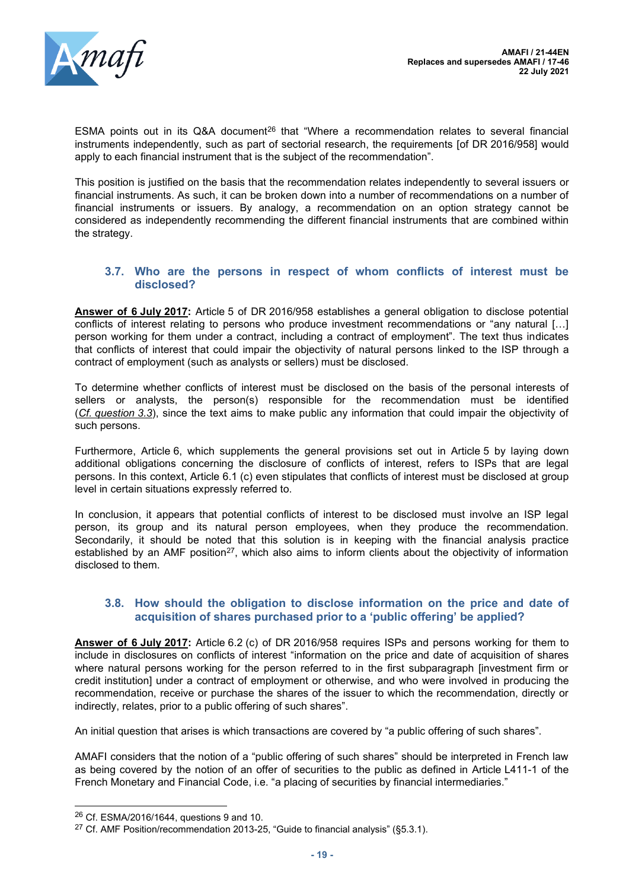ESMA points out in its Q&A document[26] that "Where a recommendation relates to several financial instruments independently, such as part of sectorial research, the requirements [of DR 2016/958] would apply to each financial instrument that is the subject of the recommendation".

This position is justified on the basis that the recommendation relates independently to several issuers or financial instruments. As such, it can be broken down into a number of recommendations on a number of financial instruments or issuers. By analogy, a recommendation on an option strategy cannot be considered as independently recommending the different financial instruments that are combined within the strategy.

### 3.7. Who are the persons in respect of whom conflicts of interest must be disclosed?

**Answer of 6 July 2017:** Article 5 of DR 2016/958 establishes a general obligation to disclose potential conflicts of interest relating to persons who produce investment recommendations or "any natural […] person working for them under a contract, including a contract of employment". The text thus indicates that conflicts of interest that could impair the objectivity of natural persons linked to the ISP through a contract of employment (such as analysts or sellers) must be disclosed.

To determine whether conflicts of interest must be disclosed on the basis of the personal interests of sellers or analysts, the person(s) responsible for the recommendation must be identified (*Cf. question 3.3*), since the text aims to make public any information that could impair the objectivity of such persons.

Furthermore, Article 6, which supplements the general provisions set out in Article 5 by laying down additional obligations concerning the disclosure of conflicts of interest, refers to ISPs that are legal persons. In this context, Article 6.1 (c) even stipulates that conflicts of interest must be disclosed at group level in certain situations expressly referred to.

In conclusion, it appears that potential conflicts of interest to be disclosed must involve an ISP legal person, its group and its natural person employees, when they produce the recommendation. Secondarily, it should be noted that this solution is in keeping with the financial analysis practice established by an AMF position[27], which also aims to inform clients about the objectivity of information disclosed to them.

### 3.8. How should the obligation to disclose information on the price and date of acquisition of shares purchased prior to a 'public offering' be applied?

**Answer of 6 July 2017:** Article 6.2 (c) of DR 2016/958 requires ISPs and persons working for them to include in disclosures on conflicts of interest "information on the price and date of acquisition of shares where natural persons working for the person referred to in the first subparagraph [investment firm or credit institution] under a contract of employment or otherwise, and who were involved in producing the recommendation, receive or purchase the shares of the issuer to which the recommendation, directly or indirectly, relates, prior to a public offering of such shares".

An initial question that arises is which transactions are covered by "a public offering of such shares".

AMAFI considers that the notion of a "public offering of such shares" should be interpreted in French law as being covered by the notion of an offer of securities to the public as defined in Article L411-1 of the French Monetary and Financial Code, i.e. "a placing of securities by financial intermediaries."

[26] Cf. ESMA/2016/1644, questions 9 and 10.

[27] Cf. AMF Position/recommendation 2013-25, "Guide to financial analysis" (§5.3.1).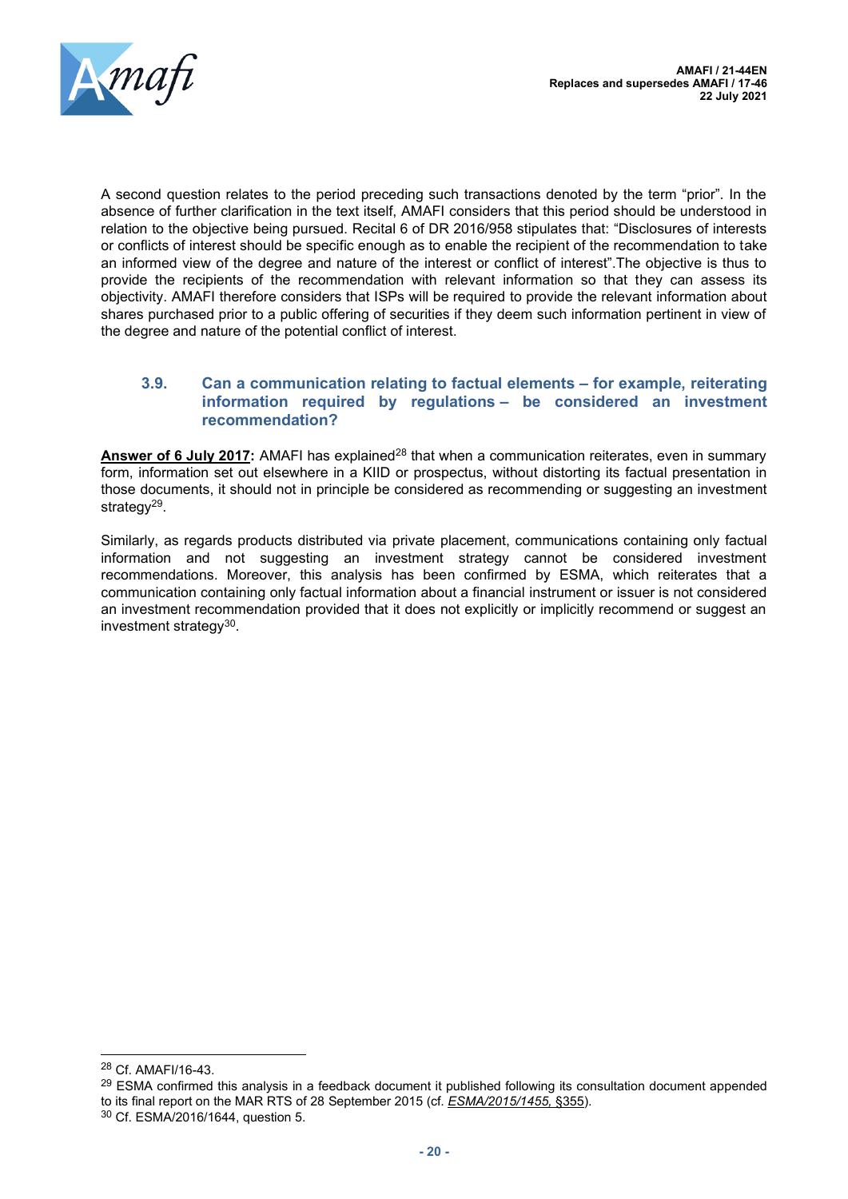A second question relates to the period preceding such transactions denoted by the term "prior". In the absence of further clarification in the text itself, AMAFI considers that this period should be understood in relation to the objective being pursued. Recital 6 of DR 2016/958 stipulates that: "Disclosures of interests or conflicts of interest should be specific enough as to enable the recipient of the recommendation to take an informed view of the degree and nature of the interest or conflict of interest".The objective is thus to provide the recipients of the recommendation with relevant information so that they can assess its objectivity. AMAFI therefore considers that ISPs will be required to provide the relevant information about shares purchased prior to a public offering of securities if they deem such information pertinent in view of the degree and nature of the potential conflict of interest.

### 3.9. Can a communication relating to factual elements – for example, reiterating information required by regulations – be considered an investment recommendation?

**Answer of 6 July 2017:** AMAFI has explained[28] that when a communication reiterates, even in summary form, information set out elsewhere in a KIID or prospectus, without distorting its factual presentation in those documents, it should not in principle be considered as recommending or suggesting an investment strategy[29].

Similarly, as regards products distributed via private placement, communications containing only factual information and not suggesting an investment strategy cannot be considered investment recommendations. Moreover, this analysis has been confirmed by ESMA, which reiterates that a communication containing only factual information about a financial instrument or issuer is not considered an investment recommendation provided that it does not explicitly or implicitly recommend or suggest an investment strategy[30].

---

[28] Cf. AMAFI/16-43.

[29] ESMA confirmed this analysis in a feedback document it published following its consultation document appended to its final report on the MAR RTS of 28 September 2015 (cf. *ESMA/2015/1455*, §355).

[30] Cf. ESMA/2016/1644, question 5.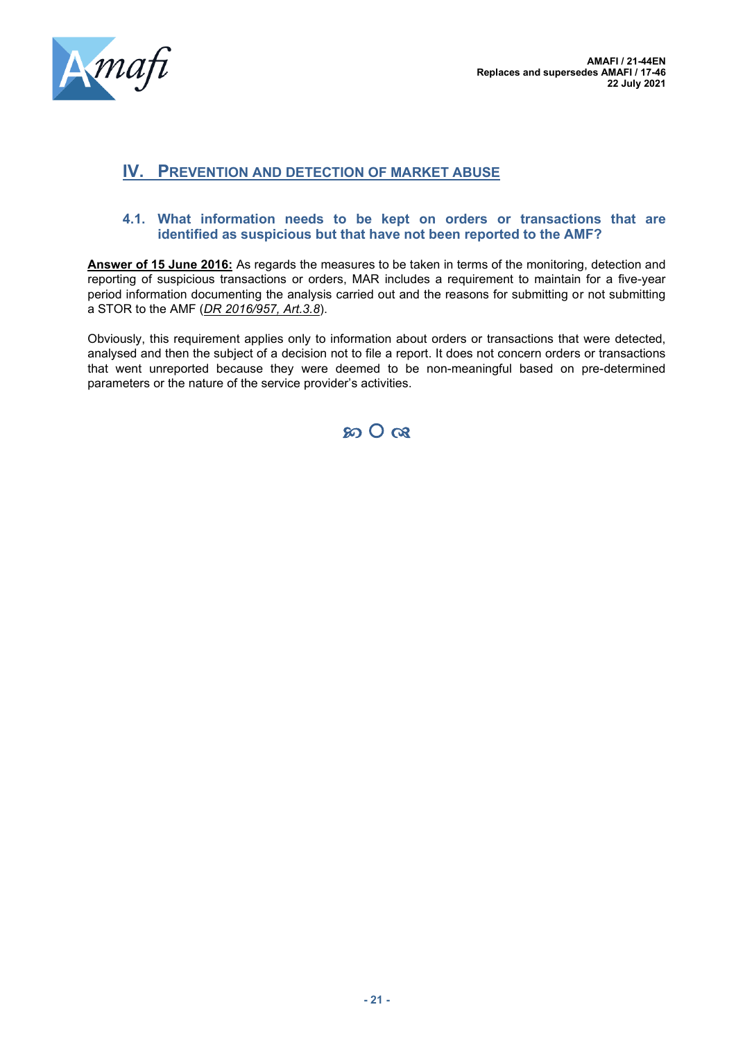## IV. PREVENTION AND DETECTION OF MARKET ABUSE

### 4.1. What information needs to be kept on orders or transactions that are identified as suspicious but that have not been reported to the AMF?

**Answer of 15 June 2016:** As regards the measures to be taken in terms of the monitoring, detection and reporting of suspicious transactions or orders, MAR includes a requirement to maintain for a five-year period information documenting the analysis carried out and the reasons for submitting or not submitting a STOR to the AMF (*DR 2016/957, Art.3.8*).

Obviously, this requirement applies only to information about orders or transactions that were detected, analysed and then the subject of a decision not to file a report. It does not concern orders or transactions that went unreported because they were deemed to be non-meaningful based on pre-determined parameters or the nature of the service provider's activities.

ꕥ O ꕥ